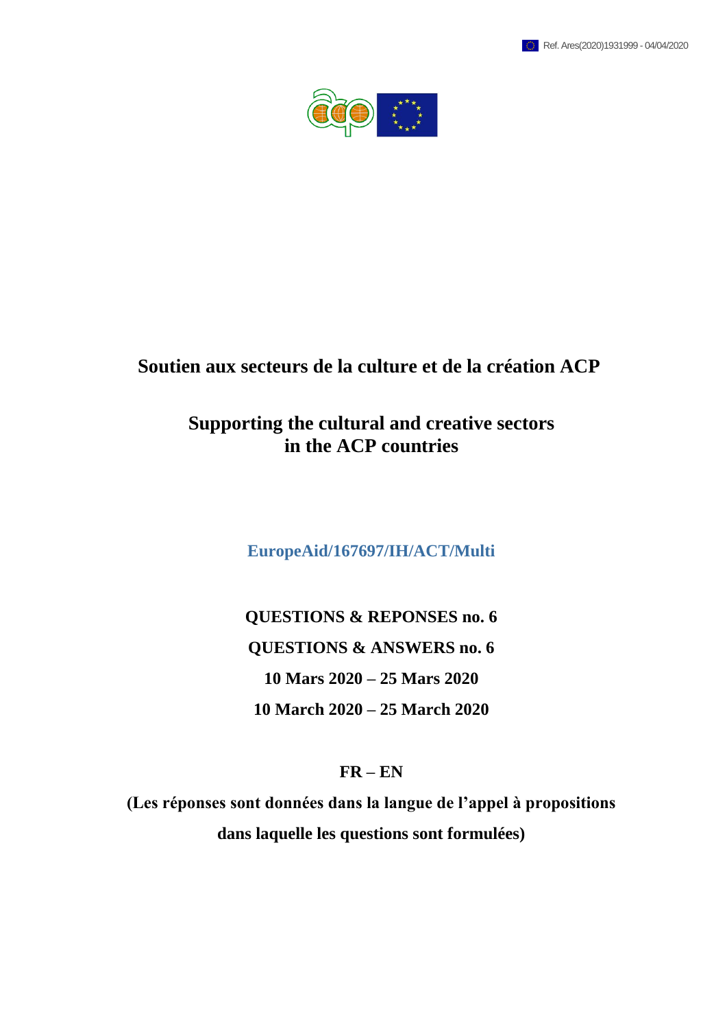Ref. Ares(2020)1931999 - 04/04/2020

# Soutien aux secteurs de la culture et de la création ACP

# Supporting the cultural and creative sectors in the ACP countries

**EuropeAid/167697/IH/ACT/Multi**

**QUESTIONS & REPONSES no. 6**

**QUESTIONS & ANSWERS no. 6**

**10 Mars 2020 – 25 Mars 2020**

**10 March 2020 – 25 March 2020**

**FR – EN**

**(Les réponses sont données dans la langue de l'appel à propositions dans laquelle les questions sont formulées)**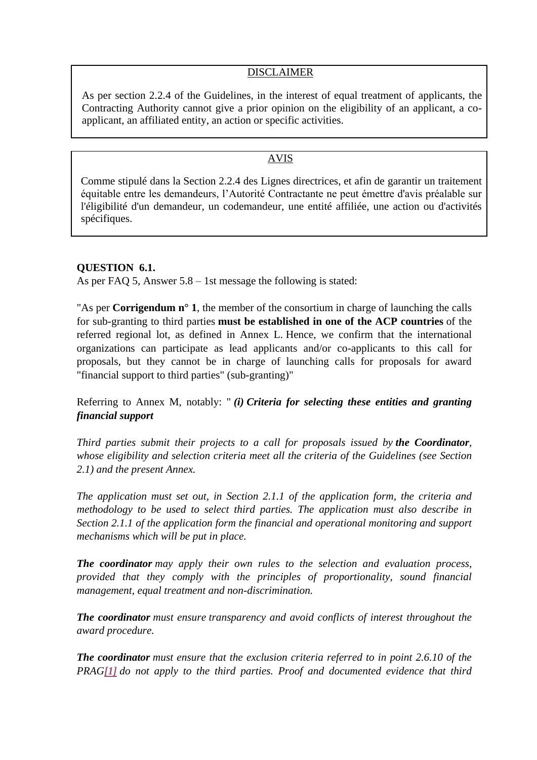DISCLAIMER

As per section 2.2.4 of the Guidelines, in the interest of equal treatment of applicants, the Contracting Authority cannot give a prior opinion on the eligibility of an applicant, a co-applicant, an affiliated entity, an action or specific activities.

AVIS

Comme stipulé dans la Section 2.2.4 des Lignes directrices, et afin de garantir un traitement équitable entre les demandeurs, l'Autorité Contractante ne peut émettre d'avis préalable sur l'éligibilité d'un demandeur, un codemandeur, une entité affiliée, une action ou d'activités spécifiques.

**QUESTION 6.1.**

As per FAQ 5, Answer 5.8 – 1st message the following is stated:

"As per **Corrigendum n° 1**, the member of the consortium in charge of launching the calls for sub-granting to third parties **must be established in one of the ACP countries** of the referred regional lot, as defined in Annex L. Hence, we confirm that the international organizations can participate as lead applicants and/or co-applicants to this call for proposals, but they cannot be in charge of launching calls for proposals for award "financial support to third parties" (sub-granting)"

Referring to Annex M, notably: " ***(i) Criteria for selecting these entities and granting financial support***

*Third parties submit their projects to a call for proposals issued by* ***the Coordinator****, whose eligibility and selection criteria meet all the criteria of the Guidelines (see Section 2.1) and the present Annex.*

*The application must set out, in Section 2.1.1 of the application form, the criteria and methodology to be used to select third parties. The application must also describe in Section 2.1.1 of the application form the financial and operational monitoring and support mechanisms which will be put in place.*

***The coordinator*** *may apply their own rules to the selection and evaluation process, provided that they comply with the principles of proportionality, sound financial management, equal treatment and non-discrimination.*

***The coordinator*** *must ensure transparency and avoid conflicts of interest throughout the award procedure.*

***The coordinator*** *must ensure that the exclusion criteria referred to in point 2.6.10 of the PRAG[1] do not apply to the third parties. Proof and documented evidence that third*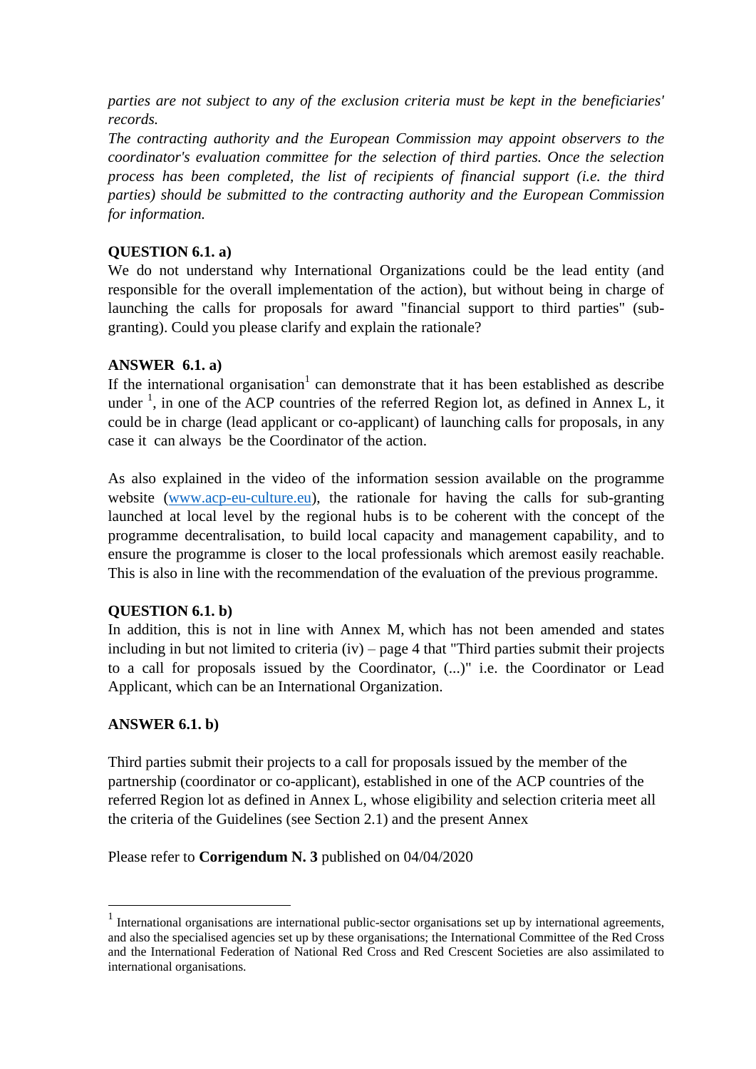*parties are not subject to any of the exclusion criteria must be kept in the beneficiaries' records.*

*The contracting authority and the European Commission may appoint observers to the coordinator's evaluation committee for the selection of third parties. Once the selection process has been completed, the list of recipients of financial support (i.e. the third parties) should be submitted to the contracting authority and the European Commission for information.*

**QUESTION 6.1. a)**

We do not understand why International Organizations could be the lead entity (and responsible for the overall implementation of the action), but without being in charge of launching the calls for proposals for award "financial support to third parties" (sub-granting). Could you please clarify and explain the rationale?

**ANSWER 6.1. a)**

If the international organisation[1] can demonstrate that it has been established as describe under [1], in one of the ACP countries of the referred Region lot, as defined in Annex L, it could be in charge (lead applicant or co-applicant) of launching calls for proposals, in any case it can always be the Coordinator of the action.

As also explained in the video of the information session available on the programme website ([www.acp-eu-culture.eu](www.acp-eu-culture.eu)), the rationale for having the calls for sub-granting launched at local level by the regional hubs is to be coherent with the concept of the programme decentralisation, to build local capacity and management capability, and to ensure the programme is closer to the local professionals which aremost easily reachable. This is also in line with the recommendation of the evaluation of the previous programme.

**QUESTION 6.1. b)**

In addition, this is not in line with Annex M, which has not been amended and states including in but not limited to criteria (iv) – page 4 that "Third parties submit their projects to a call for proposals issued by the Coordinator, (...)" i.e. the Coordinator or Lead Applicant, which can be an International Organization.

**ANSWER 6.1. b)**

Third parties submit their projects to a call for proposals issued by the member of the partnership (coordinator or co-applicant), established in one of the ACP countries of the referred Region lot as defined in Annex L, whose eligibility and selection criteria meet all the criteria of the Guidelines (see Section 2.1) and the present Annex

Please refer to **Corrigendum N. 3** published on 04/04/2020

[1] International organisations are international public-sector organisations set up by international agreements, and also the specialised agencies set up by these organisations; the International Committee of the Red Cross and the International Federation of National Red Cross and Red Crescent Societies are also assimilated to international organisations.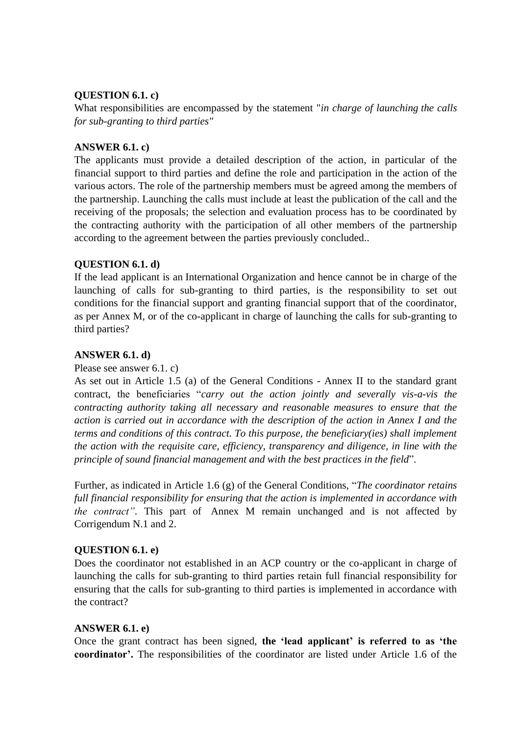**QUESTION 6.1. c)**

What responsibilities are encompassed by the statement "*in charge of launching the calls for sub-granting to third parties"*

**ANSWER 6.1. c)**

The applicants must provide a detailed description of the action, in particular of the financial support to third parties and define the role and participation in the action of the various actors. The role of the partnership members must be agreed among the members of the partnership. Launching the calls must include at least the publication of the call and the receiving of the proposals; the selection and evaluation process has to be coordinated by the contracting authority with the participation of all other members of the partnership according to the agreement between the parties previously concluded..

**QUESTION 6.1. d)**

If the lead applicant is an International Organization and hence cannot be in charge of the launching of calls for sub-granting to third parties, is the responsibility to set out conditions for the financial support and granting financial support that of the coordinator, as per Annex M, or of the co-applicant in charge of launching the calls for sub-granting to third parties?

**ANSWER 6.1. d)**

Please see answer 6.1. c)

As set out in Article 1.5 (a) of the General Conditions - Annex II to the standard grant contract, the beneficiaries "*carry out the action jointly and severally vis-a-vis the contracting authority taking all necessary and reasonable measures to ensure that the action is carried out in accordance with the description of the action in Annex I and the terms and conditions of this contract. To this purpose, the beneficiary(ies) shall implement the action with the requisite care, efficiency, transparency and diligence, in line with the principle of sound financial management and with the best practices in the field*".

Further, as indicated in Article 1.6 (g) of the General Conditions, "*The coordinator retains full financial responsibility for ensuring that the action is implemented in accordance with the contract"*. This part of Annex M remain unchanged and is not affected by Corrigendum N.1 and 2.

**QUESTION 6.1. e)**

Does the coordinator not established in an ACP country or the co-applicant in charge of launching the calls for sub-granting to third parties retain full financial responsibility for ensuring that the calls for sub-granting to third parties is implemented in accordance with the contract?

**ANSWER 6.1. e)**

Once the grant contract has been signed, **the 'lead applicant' is referred to as 'the coordinator'.** The responsibilities of the coordinator are listed under Article 1.6 of the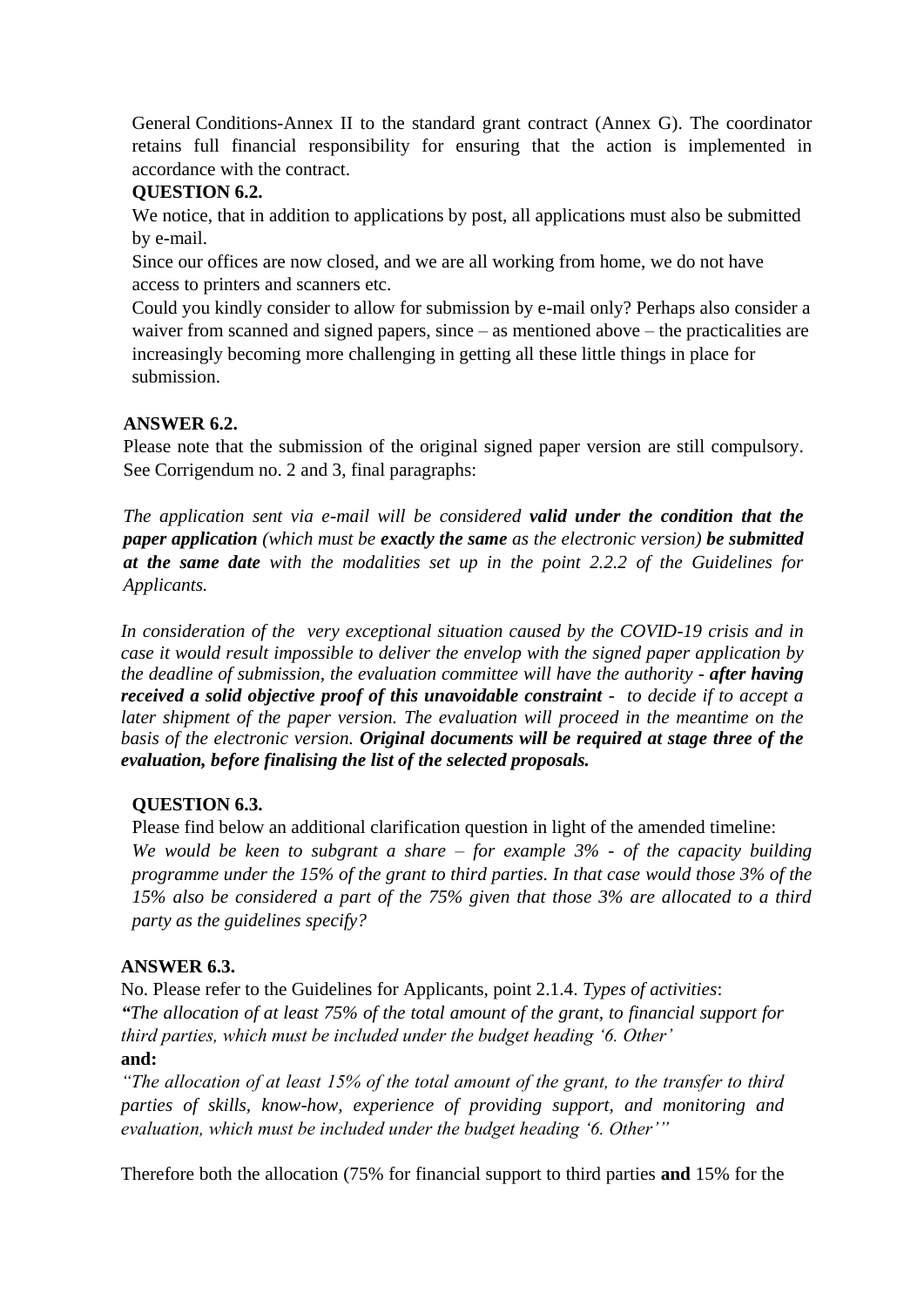General Conditions-Annex II to the standard grant contract (Annex G). The coordinator retains full financial responsibility for ensuring that the action is implemented in accordance with the contract.

**QUESTION 6.2.**

We notice, that in addition to applications by post, all applications must also be submitted by e-mail.

Since our offices are now closed, and we are all working from home, we do not have access to printers and scanners etc.

Could you kindly consider to allow for submission by e-mail only? Perhaps also consider a waiver from scanned and signed papers, since – as mentioned above – the practicalities are increasingly becoming more challenging in getting all these little things in place for submission.

**ANSWER 6.2.**

Please note that the submission of the original signed paper version are still compulsory. See Corrigendum no. 2 and 3, final paragraphs:

*The application sent via e-mail will be considered* ***valid under the condition that the paper application*** *(which must be* ***exactly the same*** *as the electronic version)* ***be submitted at the same date*** *with the modalities set up in the point 2.2.2 of the Guidelines for Applicants.*

*In consideration of the very exceptional situation caused by the COVID-19 crisis and in case it would result impossible to deliver the envelop with the signed paper application by the deadline of submission, the evaluation committee will have the authority -* ***after having received a solid objective proof of this unavoidable constraint*** *- to decide if to accept a later shipment of the paper version. The evaluation will proceed in the meantime on the basis of the electronic version.* ***Original documents will be required at stage three of the evaluation, before finalising the list of the selected proposals.***

**QUESTION 6.3.**

Please find below an additional clarification question in light of the amended timeline:

*We would be keen to subgrant a share – for example 3% - of the capacity building programme under the 15% of the grant to third parties. In that case would those 3% of the 15% also be considered a part of the 75% given that those 3% are allocated to a third party as the guidelines specify?*

**ANSWER 6.3.**

No. Please refer to the Guidelines for Applicants, point 2.1.4. *Types of activities*:

***"****The allocation of at least 75% of the total amount of the grant, to financial support for third parties, which must be included under the budget heading '6. Other'*

**and:**

*"The allocation of at least 15% of the total amount of the grant, to the transfer to third parties of skills, know-how, experience of providing support, and monitoring and evaluation, which must be included under the budget heading '6. Other'"*

Therefore both the allocation (75% for financial support to third parties **and** 15% for the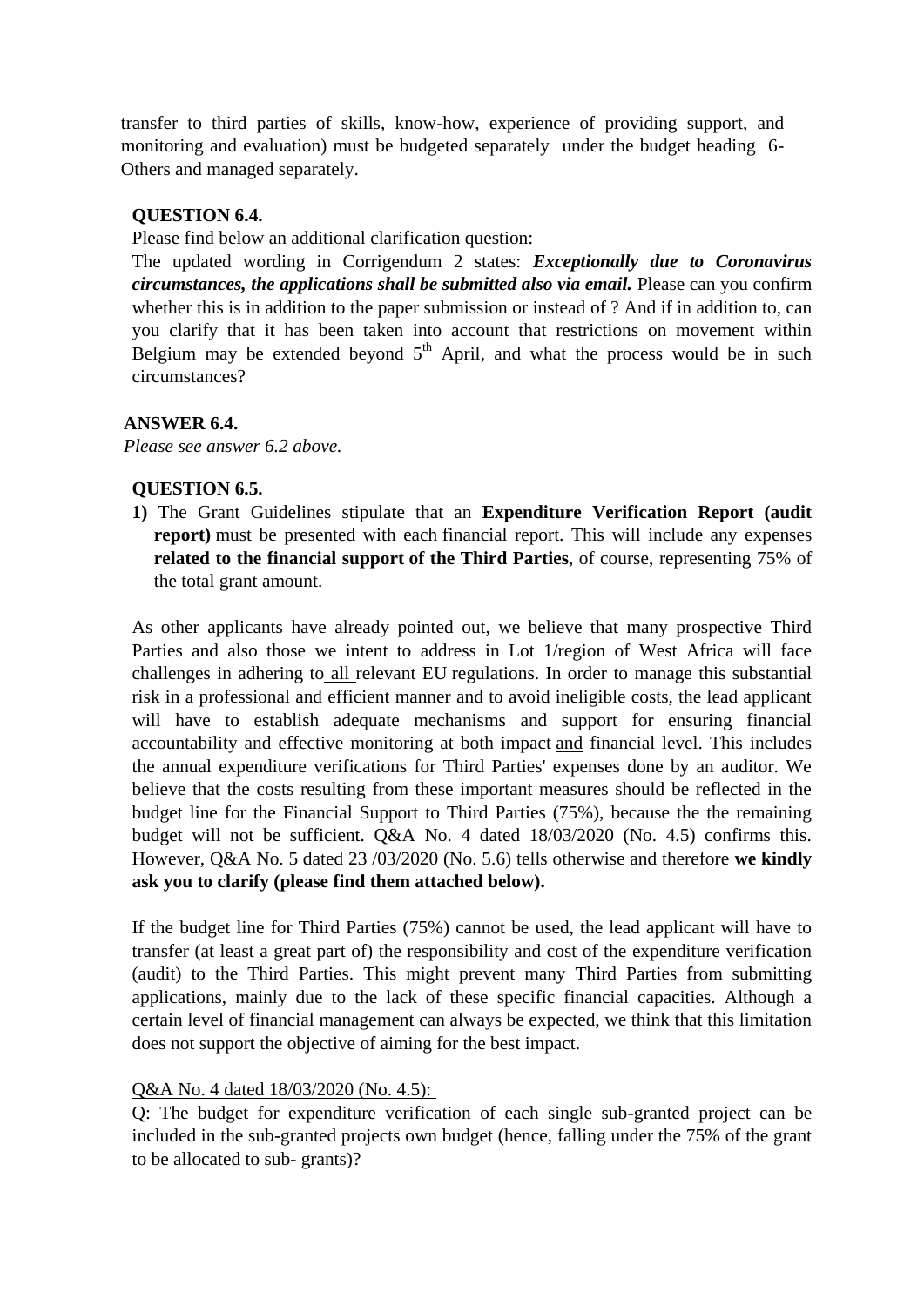transfer to third parties of skills, know-how, experience of providing support, and monitoring and evaluation) must be budgeted separately under the budget heading 6-Others and managed separately.

**QUESTION 6.4.**

Please find below an additional clarification question:

The updated wording in Corrigendum 2 states: ***Exceptionally due to Coronavirus circumstances, the applications shall be submitted also via email.*** Please can you confirm whether this is in addition to the paper submission or instead of ? And if in addition to, can you clarify that it has been taken into account that restrictions on movement within Belgium may be extended beyond 5th April, and what the process would be in such circumstances?

**ANSWER 6.4.**

*Please see answer 6.2 above.*

**QUESTION 6.5.**

**1)** The Grant Guidelines stipulate that an **Expenditure Verification Report (audit report)** must be presented with each financial report. This will include any expenses **related to the financial support of the Third Parties**, of course, representing 75% of the total grant amount.

As other applicants have already pointed out, we believe that many prospective Third Parties and also those we intent to address in Lot 1/region of West Africa will face challenges in adhering to all relevant EU regulations. In order to manage this substantial risk in a professional and efficient manner and to avoid ineligible costs, the lead applicant will have to establish adequate mechanisms and support for ensuring financial accountability and effective monitoring at both impact and financial level. This includes the annual expenditure verifications for Third Parties' expenses done by an auditor. We believe that the costs resulting from these important measures should be reflected in the budget line for the Financial Support to Third Parties (75%), because the the remaining budget will not be sufficient. Q&A No. 4 dated 18/03/2020 (No. 4.5) confirms this. However, Q&A No. 5 dated 23 /03/2020 (No. 5.6) tells otherwise and therefore **we kindly ask you to clarify (please find them attached below).**

If the budget line for Third Parties (75%) cannot be used, the lead applicant will have to transfer (at least a great part of) the responsibility and cost of the expenditure verification (audit) to the Third Parties. This might prevent many Third Parties from submitting applications, mainly due to the lack of these specific financial capacities. Although a certain level of financial management can always be expected, we think that this limitation does not support the objective of aiming for the best impact.

Q&A No. 4 dated 18/03/2020 (No. 4.5):

Q: The budget for expenditure verification of each single sub-granted project can be included in the sub-granted projects own budget (hence, falling under the 75% of the grant to be allocated to sub- grants)?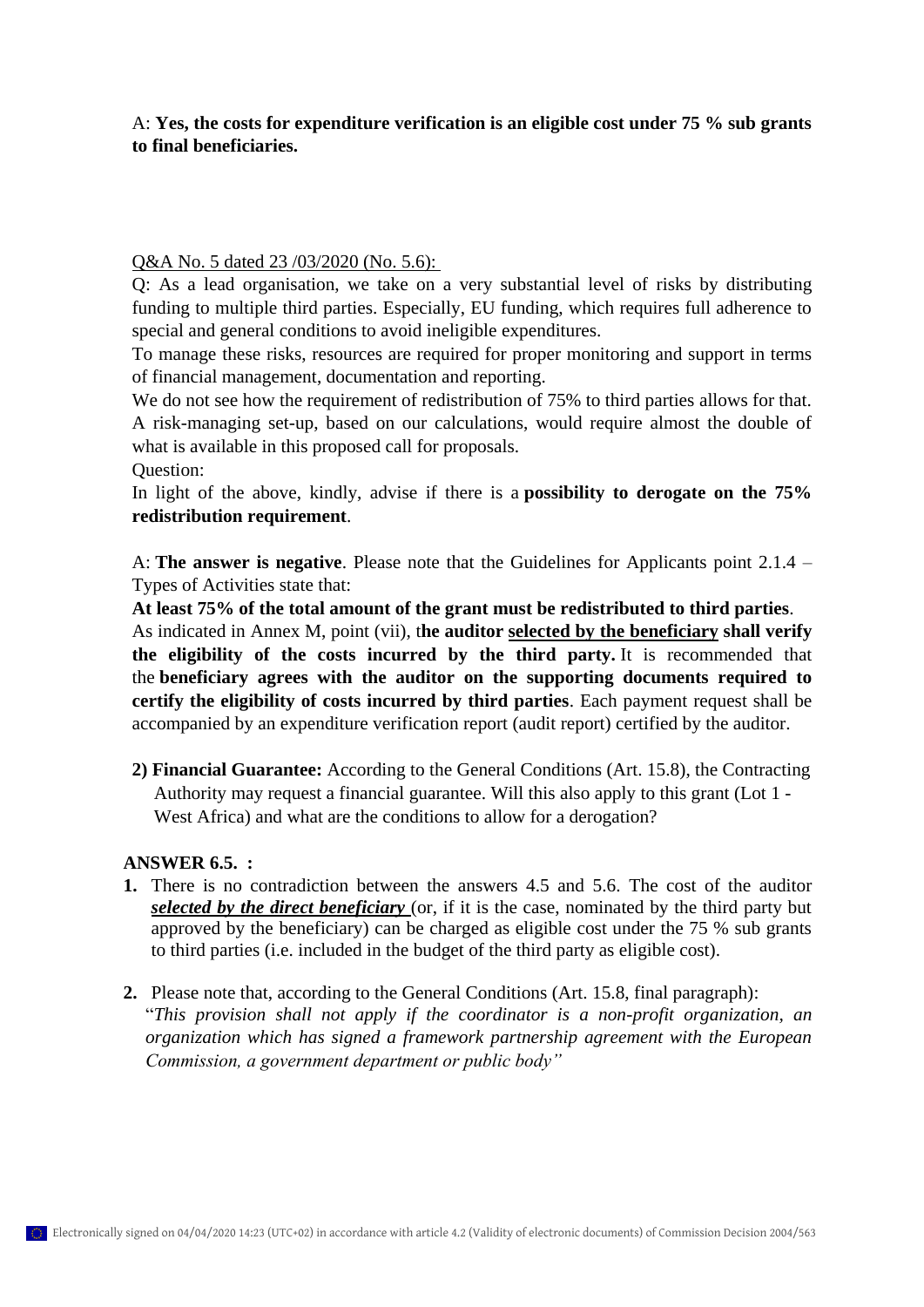A: **Yes, the costs for expenditure verification is an eligible cost under 75 % sub grants to final beneficiaries.**

Q&A No. 5 dated 23 /03/2020 (No. 5.6):

Q: As a lead organisation, we take on a very substantial level of risks by distributing funding to multiple third parties. Especially, EU funding, which requires full adherence to special and general conditions to avoid ineligible expenditures.

To manage these risks, resources are required for proper monitoring and support in terms of financial management, documentation and reporting.

We do not see how the requirement of redistribution of 75% to third parties allows for that. A risk-managing set-up, based on our calculations, would require almost the double of what is available in this proposed call for proposals.

Question:

In light of the above, kindly, advise if there is a **possibility to derogate on the 75% redistribution requirement**.

A: **The answer is negative**. Please note that the Guidelines for Applicants point 2.1.4 – Types of Activities state that:

**At least 75% of the total amount of the grant must be redistributed to third parties**.

As indicated in Annex M, point (vii), t**he auditor selected by the beneficiary shall verify the eligibility of the costs incurred by the third party.** It is recommended that the **beneficiary agrees with the auditor on the supporting documents required to certify the eligibility of costs incurred by third parties**. Each payment request shall be accompanied by an expenditure verification report (audit report) certified by the auditor.

2) **Financial Guarantee:** According to the General Conditions (Art. 15.8), the Contracting Authority may request a financial guarantee. Will this also apply to this grant (Lot 1 - West Africa) and what are the conditions to allow for a derogation?

**ANSWER 6.5. :**

1. There is no contradiction between the answers 4.5 and 5.6. The cost of the auditor ***selected by the direct beneficiary*** (or, if it is the case, nominated by the third party but approved by the beneficiary) can be charged as eligible cost under the 75 % sub grants to third parties (i.e. included in the budget of the third party as eligible cost).

2. Please note that, according to the General Conditions (Art. 15.8, final paragraph):
   "*This provision shall not apply if the coordinator is a non-profit organization, an organization which has signed a framework partnership agreement with the European Commission, a government department or public body*"